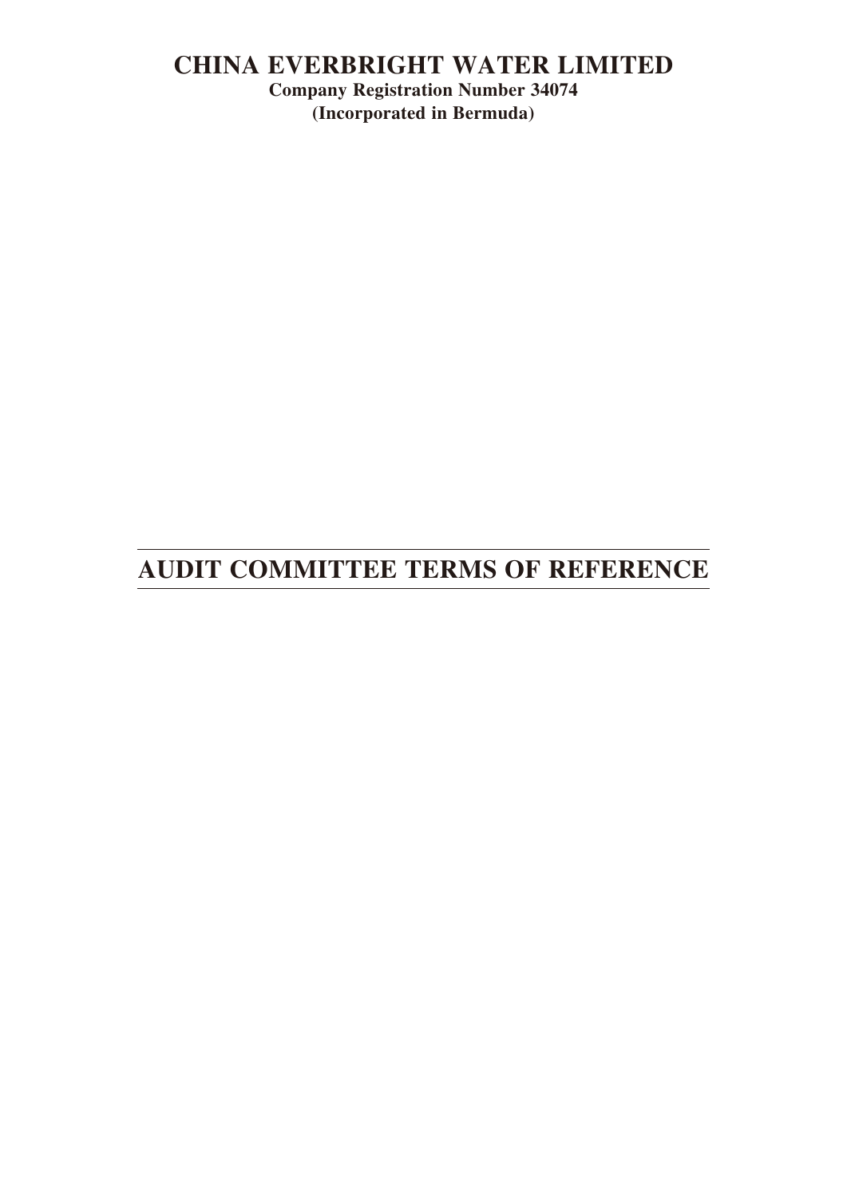# CHINA EVERBRIGHT WATER LIMITED

**Company Registration Number 34074**

**(Incorporated in Bermuda)**

# AUDIT COMMITTEE TERMS OF REFERENCE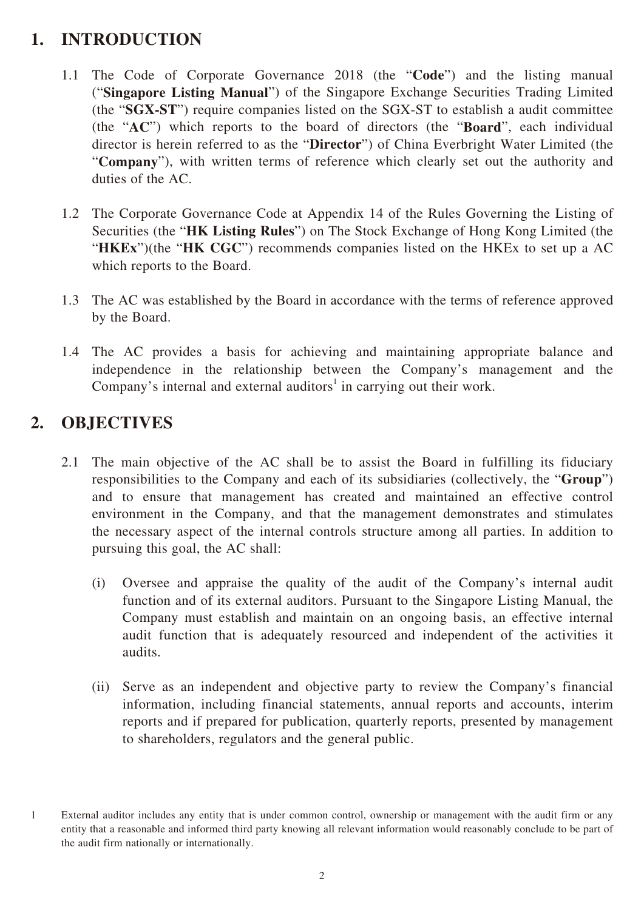## 1. INTRODUCTION

1.1 The Code of Corporate Governance 2018 (the "**Code**") and the listing manual ("**Singapore Listing Manual**") of the Singapore Exchange Securities Trading Limited (the "**SGX-ST**") require companies listed on the SGX-ST to establish a audit committee (the "**AC**") which reports to the board of directors (the "**Board**", each individual director is herein referred to as the "**Director**") of China Everbright Water Limited (the "**Company**"), with written terms of reference which clearly set out the authority and duties of the AC.

1.2 The Corporate Governance Code at Appendix 14 of the Rules Governing the Listing of Securities (the "**HK Listing Rules**") on The Stock Exchange of Hong Kong Limited (the "**HKEx**")(the "**HK CGC**") recommends companies listed on the HKEx to set up a AC which reports to the Board.

1.3 The AC was established by the Board in accordance with the terms of reference approved by the Board.

1.4 The AC provides a basis for achieving and maintaining appropriate balance and independence in the relationship between the Company's management and the Company's internal and external auditors[1] in carrying out their work.

## 2. OBJECTIVES

2.1 The main objective of the AC shall be to assist the Board in fulfilling its fiduciary responsibilities to the Company and each of its subsidiaries (collectively, the "**Group**") and to ensure that management has created and maintained an effective control environment in the Company, and that the management demonstrates and stimulates the necessary aspect of the internal controls structure among all parties. In addition to pursuing this goal, the AC shall:

(i) Oversee and appraise the quality of the audit of the Company's internal audit function and of its external auditors. Pursuant to the Singapore Listing Manual, the Company must establish and maintain on an ongoing basis, an effective internal audit function that is adequately resourced and independent of the activities it audits.

(ii) Serve as an independent and objective party to review the Company's financial information, including financial statements, annual reports and accounts, interim reports and if prepared for publication, quarterly reports, presented by management to shareholders, regulators and the general public.

---

1 External auditor includes any entity that is under common control, ownership or management with the audit firm or any entity that a reasonable and informed third party knowing all relevant information would reasonably conclude to be part of the audit firm nationally or internationally.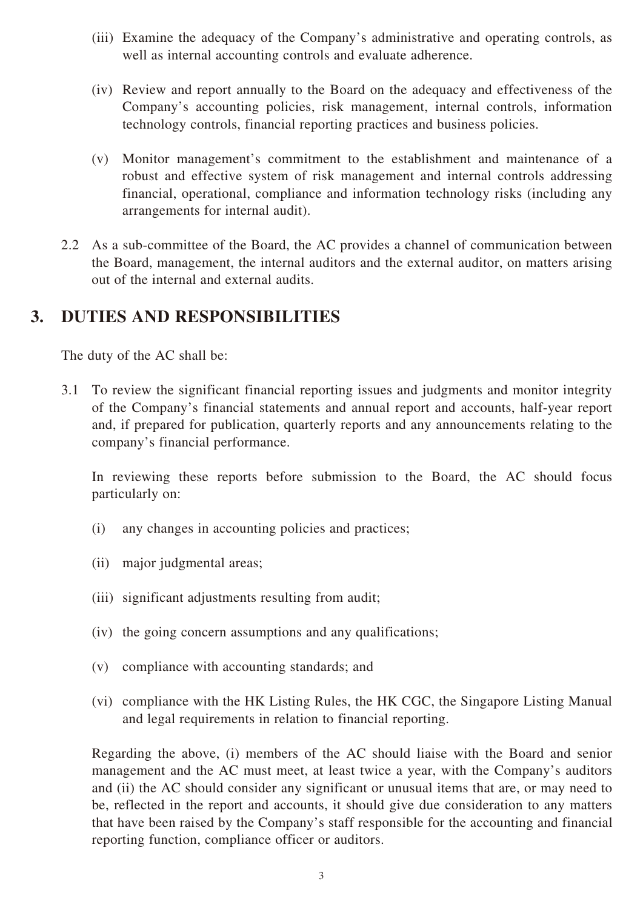(iii) Examine the adequacy of the Company's administrative and operating controls, as well as internal accounting controls and evaluate adherence.

(iv) Review and report annually to the Board on the adequacy and effectiveness of the Company's accounting policies, risk management, internal controls, information technology controls, financial reporting practices and business policies.

(v) Monitor management's commitment to the establishment and maintenance of a robust and effective system of risk management and internal controls addressing financial, operational, compliance and information technology risks (including any arrangements for internal audit).

2.2 As a sub-committee of the Board, the AC provides a channel of communication between the Board, management, the internal auditors and the external auditor, on matters arising out of the internal and external audits.

## 3. DUTIES AND RESPONSIBILITIES

The duty of the AC shall be:

3.1 To review the significant financial reporting issues and judgments and monitor integrity of the Company's financial statements and annual report and accounts, half-year report and, if prepared for publication, quarterly reports and any announcements relating to the company's financial performance.

In reviewing these reports before submission to the Board, the AC should focus particularly on:

(i) any changes in accounting policies and practices;

(ii) major judgmental areas;

(iii) significant adjustments resulting from audit;

(iv) the going concern assumptions and any qualifications;

(v) compliance with accounting standards; and

(vi) compliance with the HK Listing Rules, the HK CGC, the Singapore Listing Manual and legal requirements in relation to financial reporting.

Regarding the above, (i) members of the AC should liaise with the Board and senior management and the AC must meet, at least twice a year, with the Company's auditors and (ii) the AC should consider any significant or unusual items that are, or may need to be, reflected in the report and accounts, it should give due consideration to any matters that have been raised by the Company's staff responsible for the accounting and financial reporting function, compliance officer or auditors.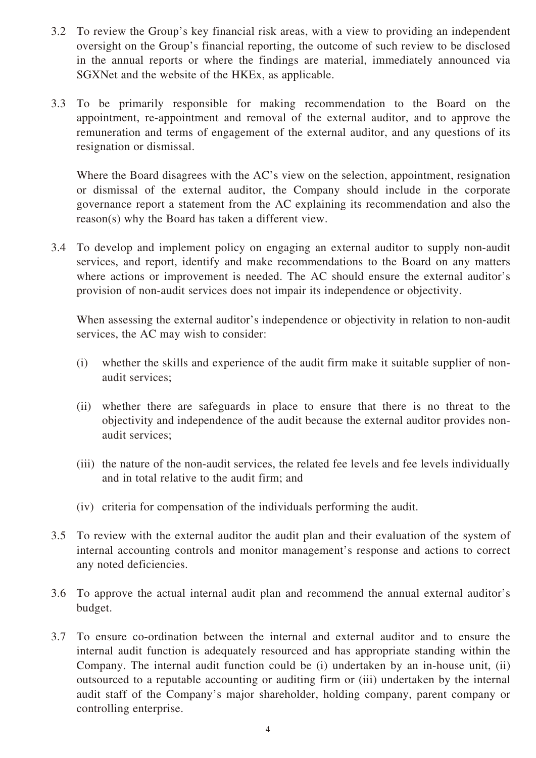3.2 To review the Group's key financial risk areas, with a view to providing an independent oversight on the Group's financial reporting, the outcome of such review to be disclosed in the annual reports or where the findings are material, immediately announced via SGXNet and the website of the HKEx, as applicable.

3.3 To be primarily responsible for making recommendation to the Board on the appointment, re-appointment and removal of the external auditor, and to approve the remuneration and terms of engagement of the external auditor, and any questions of its resignation or dismissal.

Where the Board disagrees with the AC's view on the selection, appointment, resignation or dismissal of the external auditor, the Company should include in the corporate governance report a statement from the AC explaining its recommendation and also the reason(s) why the Board has taken a different view.

3.4 To develop and implement policy on engaging an external auditor to supply non-audit services, and report, identify and make recommendations to the Board on any matters where actions or improvement is needed. The AC should ensure the external auditor's provision of non-audit services does not impair its independence or objectivity.

When assessing the external auditor's independence or objectivity in relation to non-audit services, the AC may wish to consider:

(i) whether the skills and experience of the audit firm make it suitable supplier of non-audit services;

(ii) whether there are safeguards in place to ensure that there is no threat to the objectivity and independence of the audit because the external auditor provides non-audit services;

(iii) the nature of the non-audit services, the related fee levels and fee levels individually and in total relative to the audit firm; and

(iv) criteria for compensation of the individuals performing the audit.

3.5 To review with the external auditor the audit plan and their evaluation of the system of internal accounting controls and monitor management's response and actions to correct any noted deficiencies.

3.6 To approve the actual internal audit plan and recommend the annual external auditor's budget.

3.7 To ensure co-ordination between the internal and external auditor and to ensure the internal audit function is adequately resourced and has appropriate standing within the Company. The internal audit function could be (i) undertaken by an in-house unit, (ii) outsourced to a reputable accounting or auditing firm or (iii) undertaken by the internal audit staff of the Company's major shareholder, holding company, parent company or controlling enterprise.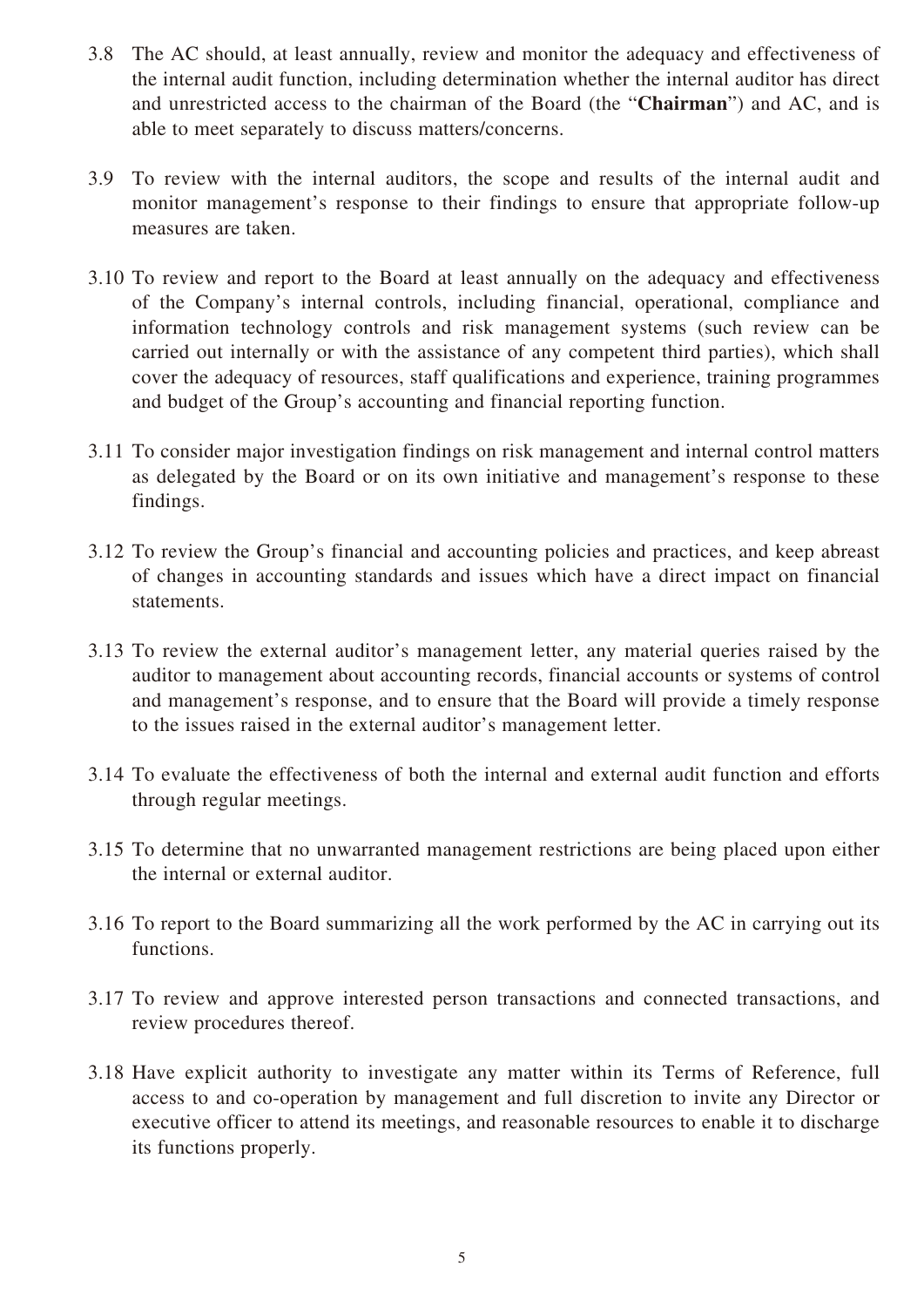3.8 The AC should, at least annually, review and monitor the adequacy and effectiveness of the internal audit function, including determination whether the internal auditor has direct and unrestricted access to the chairman of the Board (the "**Chairman**") and AC, and is able to meet separately to discuss matters/concerns.

3.9 To review with the internal auditors, the scope and results of the internal audit and monitor management's response to their findings to ensure that appropriate follow-up measures are taken.

3.10 To review and report to the Board at least annually on the adequacy and effectiveness of the Company's internal controls, including financial, operational, compliance and information technology controls and risk management systems (such review can be carried out internally or with the assistance of any competent third parties), which shall cover the adequacy of resources, staff qualifications and experience, training programmes and budget of the Group's accounting and financial reporting function.

3.11 To consider major investigation findings on risk management and internal control matters as delegated by the Board or on its own initiative and management's response to these findings.

3.12 To review the Group's financial and accounting policies and practices, and keep abreast of changes in accounting standards and issues which have a direct impact on financial statements.

3.13 To review the external auditor's management letter, any material queries raised by the auditor to management about accounting records, financial accounts or systems of control and management's response, and to ensure that the Board will provide a timely response to the issues raised in the external auditor's management letter.

3.14 To evaluate the effectiveness of both the internal and external audit function and efforts through regular meetings.

3.15 To determine that no unwarranted management restrictions are being placed upon either the internal or external auditor.

3.16 To report to the Board summarizing all the work performed by the AC in carrying out its functions.

3.17 To review and approve interested person transactions and connected transactions, and review procedures thereof.

3.18 Have explicit authority to investigate any matter within its Terms of Reference, full access to and co-operation by management and full discretion to invite any Director or executive officer to attend its meetings, and reasonable resources to enable it to discharge its functions properly.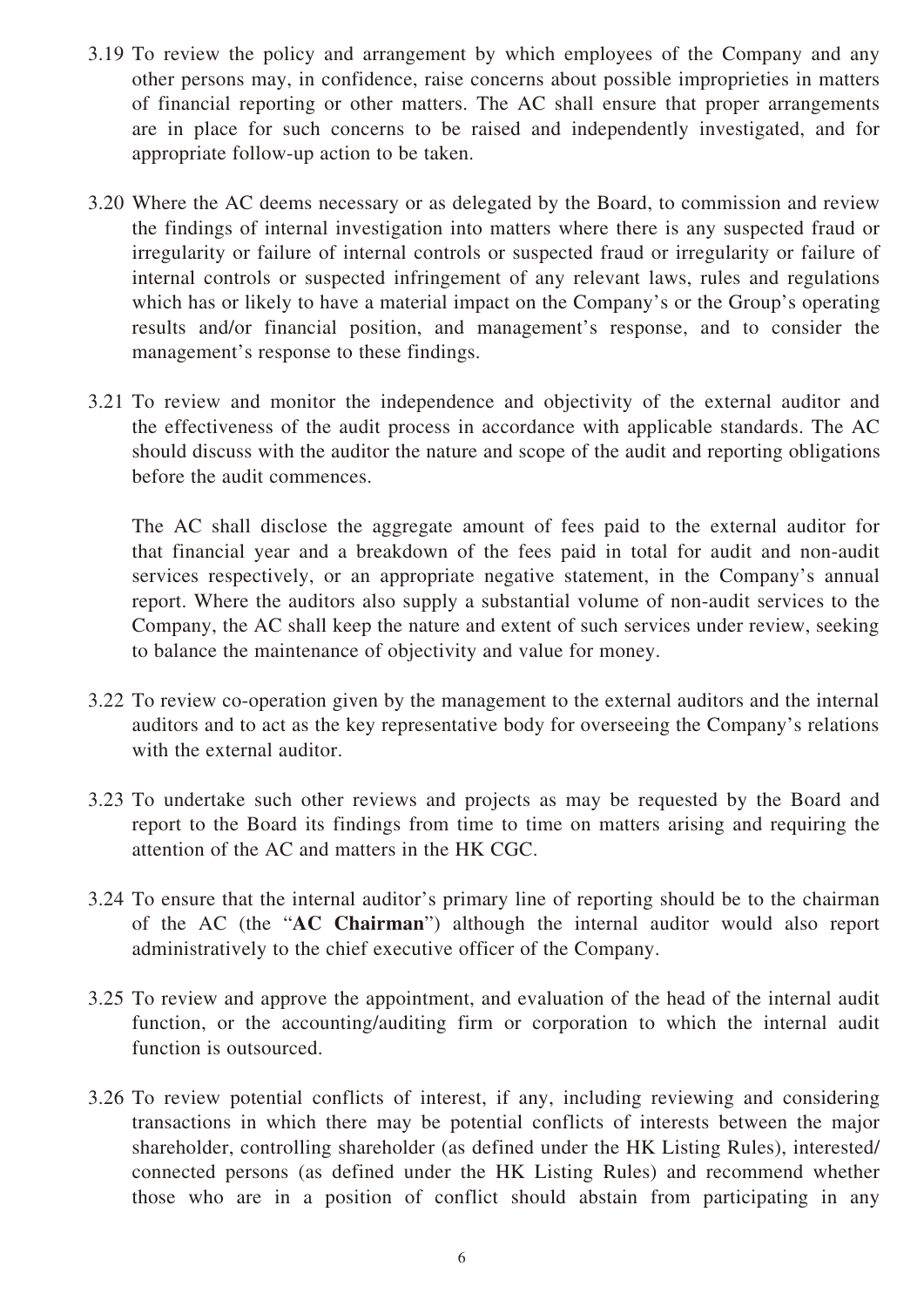3.19 To review the policy and arrangement by which employees of the Company and any other persons may, in confidence, raise concerns about possible improprieties in matters of financial reporting or other matters. The AC shall ensure that proper arrangements are in place for such concerns to be raised and independently investigated, and for appropriate follow-up action to be taken.

3.20 Where the AC deems necessary or as delegated by the Board, to commission and review the findings of internal investigation into matters where there is any suspected fraud or irregularity or failure of internal controls or suspected fraud or irregularity or failure of internal controls or suspected infringement of any relevant laws, rules and regulations which has or likely to have a material impact on the Company's or the Group's operating results and/or financial position, and management's response, and to consider the management's response to these findings.

3.21 To review and monitor the independence and objectivity of the external auditor and the effectiveness of the audit process in accordance with applicable standards. The AC should discuss with the auditor the nature and scope of the audit and reporting obligations before the audit commences.

The AC shall disclose the aggregate amount of fees paid to the external auditor for that financial year and a breakdown of the fees paid in total for audit and non-audit services respectively, or an appropriate negative statement, in the Company's annual report. Where the auditors also supply a substantial volume of non-audit services to the Company, the AC shall keep the nature and extent of such services under review, seeking to balance the maintenance of objectivity and value for money.

3.22 To review co-operation given by the management to the external auditors and the internal auditors and to act as the key representative body for overseeing the Company's relations with the external auditor.

3.23 To undertake such other reviews and projects as may be requested by the Board and report to the Board its findings from time to time on matters arising and requiring the attention of the AC and matters in the HK CGC.

3.24 To ensure that the internal auditor's primary line of reporting should be to the chairman of the AC (the "**AC Chairman**") although the internal auditor would also report administratively to the chief executive officer of the Company.

3.25 To review and approve the appointment, and evaluation of the head of the internal audit function, or the accounting/auditing firm or corporation to which the internal audit function is outsourced.

3.26 To review potential conflicts of interest, if any, including reviewing and considering transactions in which there may be potential conflicts of interests between the major shareholder, controlling shareholder (as defined under the HK Listing Rules), interested/ connected persons (as defined under the HK Listing Rules) and recommend whether those who are in a position of conflict should abstain from participating in any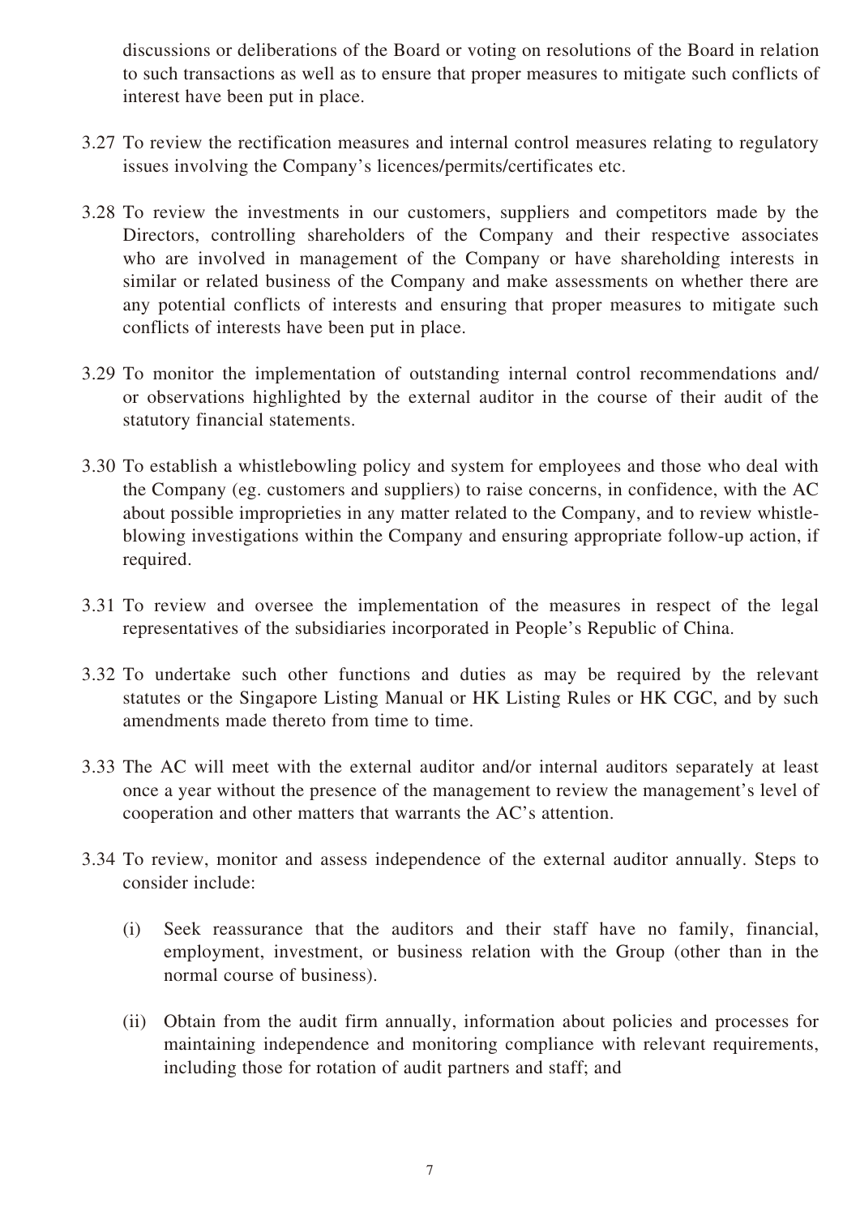discussions or deliberations of the Board or voting on resolutions of the Board in relation to such transactions as well as to ensure that proper measures to mitigate such conflicts of interest have been put in place.

3.27 To review the rectification measures and internal control measures relating to regulatory issues involving the Company's licences/permits/certificates etc.

3.28 To review the investments in our customers, suppliers and competitors made by the Directors, controlling shareholders of the Company and their respective associates who are involved in management of the Company or have shareholding interests in similar or related business of the Company and make assessments on whether there are any potential conflicts of interests and ensuring that proper measures to mitigate such conflicts of interests have been put in place.

3.29 To monitor the implementation of outstanding internal control recommendations and/or observations highlighted by the external auditor in the course of their audit of the statutory financial statements.

3.30 To establish a whistlebowling policy and system for employees and those who deal with the Company (eg. customers and suppliers) to raise concerns, in confidence, with the AC about possible improprieties in any matter related to the Company, and to review whistle-blowing investigations within the Company and ensuring appropriate follow-up action, if required.

3.31 To review and oversee the implementation of the measures in respect of the legal representatives of the subsidiaries incorporated in People's Republic of China.

3.32 To undertake such other functions and duties as may be required by the relevant statutes or the Singapore Listing Manual or HK Listing Rules or HK CGC, and by such amendments made thereto from time to time.

3.33 The AC will meet with the external auditor and/or internal auditors separately at least once a year without the presence of the management to review the management's level of cooperation and other matters that warrants the AC's attention.

3.34 To review, monitor and assess independence of the external auditor annually. Steps to consider include:

(i) Seek reassurance that the auditors and their staff have no family, financial, employment, investment, or business relation with the Group (other than in the normal course of business).

(ii) Obtain from the audit firm annually, information about policies and processes for maintaining independence and monitoring compliance with relevant requirements, including those for rotation of audit partners and staff; and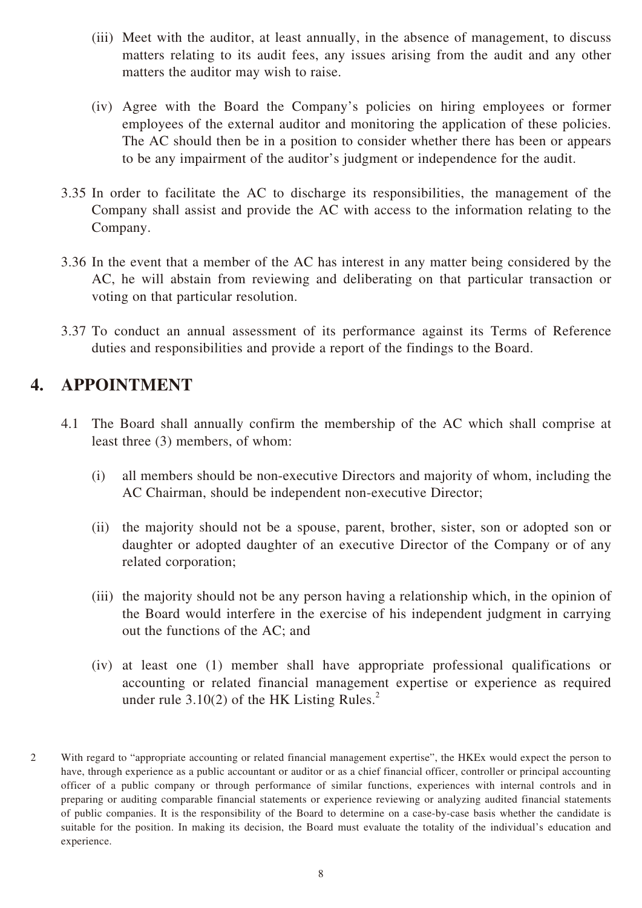(iii) Meet with the auditor, at least annually, in the absence of management, to discuss matters relating to its audit fees, any issues arising from the audit and any other matters the auditor may wish to raise.

(iv) Agree with the Board the Company's policies on hiring employees or former employees of the external auditor and monitoring the application of these policies. The AC should then be in a position to consider whether there has been or appears to be any impairment of the auditor's judgment or independence for the audit.

3.35 In order to facilitate the AC to discharge its responsibilities, the management of the Company shall assist and provide the AC with access to the information relating to the Company.

3.36 In the event that a member of the AC has interest in any matter being considered by the AC, he will abstain from reviewing and deliberating on that particular transaction or voting on that particular resolution.

3.37 To conduct an annual assessment of its performance against its Terms of Reference duties and responsibilities and provide a report of the findings to the Board.

## 4. APPOINTMENT

4.1 The Board shall annually confirm the membership of the AC which shall comprise at least three (3) members, of whom:

(i) all members should be non-executive Directors and majority of whom, including the AC Chairman, should be independent non-executive Director;

(ii) the majority should not be a spouse, parent, brother, sister, son or adopted son or daughter or adopted daughter of an executive Director of the Company or of any related corporation;

(iii) the majority should not be any person having a relationship which, in the opinion of the Board would interfere in the exercise of his independent judgment in carrying out the functions of the AC; and

(iv) at least one (1) member shall have appropriate professional qualifications or accounting or related financial management expertise or experience as required under rule 3.10(2) of the HK Listing Rules.[2]

2 With regard to "appropriate accounting or related financial management expertise", the HKEx would expect the person to have, through experience as a public accountant or auditor or as a chief financial officer, controller or principal accounting officer of a public company or through performance of similar functions, experiences with internal controls and in preparing or auditing comparable financial statements or experience reviewing or analyzing audited financial statements of public companies. It is the responsibility of the Board to determine on a case-by-case basis whether the candidate is suitable for the position. In making its decision, the Board must evaluate the totality of the individual's education and experience.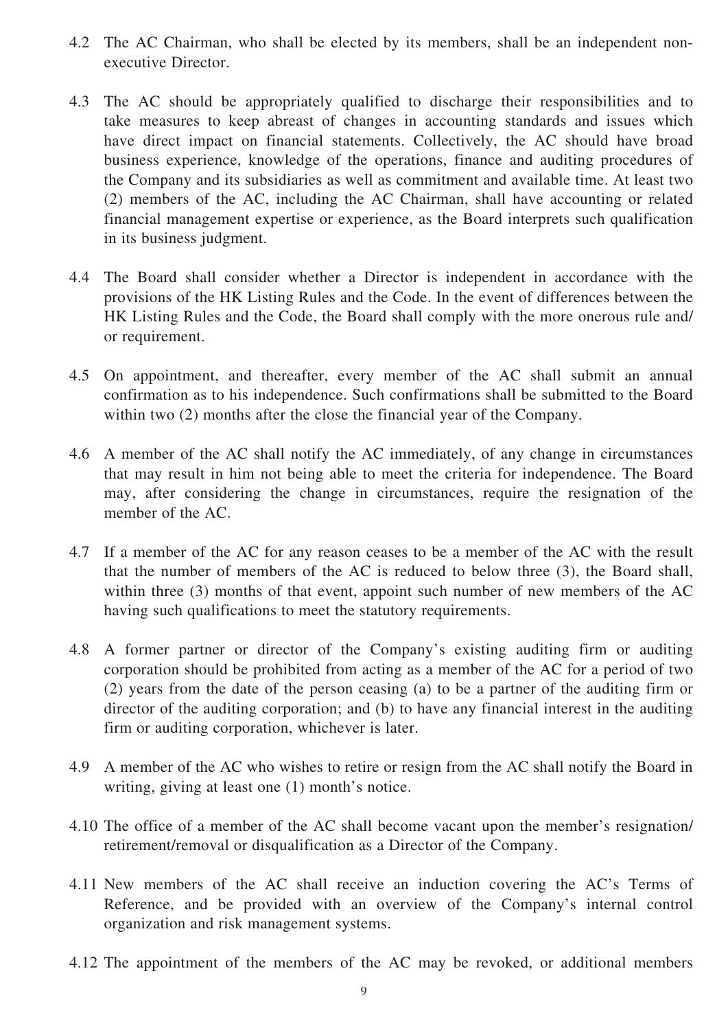4.2 The AC Chairman, who shall be elected by its members, shall be an independent non-executive Director.

4.3 The AC should be appropriately qualified to discharge their responsibilities and to take measures to keep abreast of changes in accounting standards and issues which have direct impact on financial statements. Collectively, the AC should have broad business experience, knowledge of the operations, finance and auditing procedures of the Company and its subsidiaries as well as commitment and available time. At least two (2) members of the AC, including the AC Chairman, shall have accounting or related financial management expertise or experience, as the Board interprets such qualification in its business judgment.

4.4 The Board shall consider whether a Director is independent in accordance with the provisions of the HK Listing Rules and the Code. In the event of differences between the HK Listing Rules and the Code, the Board shall comply with the more onerous rule and/ or requirement.

4.5 On appointment, and thereafter, every member of the AC shall submit an annual confirmation as to his independence. Such confirmations shall be submitted to the Board within two (2) months after the close the financial year of the Company.

4.6 A member of the AC shall notify the AC immediately, of any change in circumstances that may result in him not being able to meet the criteria for independence. The Board may, after considering the change in circumstances, require the resignation of the member of the AC.

4.7 If a member of the AC for any reason ceases to be a member of the AC with the result that the number of members of the AC is reduced to below three (3), the Board shall, within three (3) months of that event, appoint such number of new members of the AC having such qualifications to meet the statutory requirements.

4.8 A former partner or director of the Company's existing auditing firm or auditing corporation should be prohibited from acting as a member of the AC for a period of two (2) years from the date of the person ceasing (a) to be a partner of the auditing firm or director of the auditing corporation; and (b) to have any financial interest in the auditing firm or auditing corporation, whichever is later.

4.9 A member of the AC who wishes to retire or resign from the AC shall notify the Board in writing, giving at least one (1) month's notice.

4.10 The office of a member of the AC shall become vacant upon the member's resignation/ retirement/removal or disqualification as a Director of the Company.

4.11 New members of the AC shall receive an induction covering the AC's Terms of Reference, and be provided with an overview of the Company's internal control organization and risk management systems.

4.12 The appointment of the members of the AC may be revoked, or additional members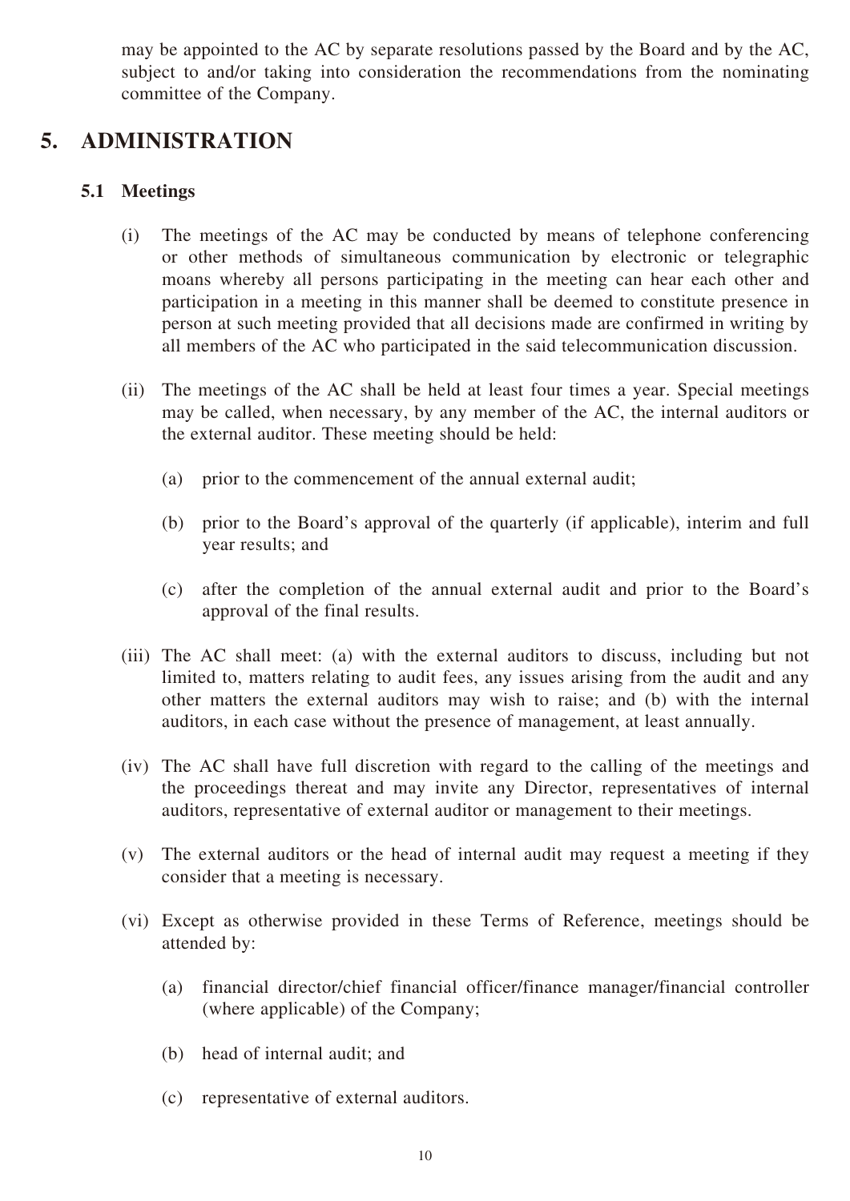may be appointed to the AC by separate resolutions passed by the Board and by the AC, subject to and/or taking into consideration the recommendations from the nominating committee of the Company.

## 5. ADMINISTRATION

### 5.1 Meetings

(i) The meetings of the AC may be conducted by means of telephone conferencing or other methods of simultaneous communication by electronic or telegraphic moans whereby all persons participating in the meeting can hear each other and participation in a meeting in this manner shall be deemed to constitute presence in person at such meeting provided that all decisions made are confirmed in writing by all members of the AC who participated in the said telecommunication discussion.

(ii) The meetings of the AC shall be held at least four times a year. Special meetings may be called, when necessary, by any member of the AC, the internal auditors or the external auditor. These meeting should be held:

(a) prior to the commencement of the annual external audit;

(b) prior to the Board's approval of the quarterly (if applicable), interim and full year results; and

(c) after the completion of the annual external audit and prior to the Board's approval of the final results.

(iii) The AC shall meet: (a) with the external auditors to discuss, including but not limited to, matters relating to audit fees, any issues arising from the audit and any other matters the external auditors may wish to raise; and (b) with the internal auditors, in each case without the presence of management, at least annually.

(iv) The AC shall have full discretion with regard to the calling of the meetings and the proceedings thereat and may invite any Director, representatives of internal auditors, representative of external auditor or management to their meetings.

(v) The external auditors or the head of internal audit may request a meeting if they consider that a meeting is necessary.

(vi) Except as otherwise provided in these Terms of Reference, meetings should be attended by:

(a) financial director/chief financial officer/finance manager/financial controller (where applicable) of the Company;

(b) head of internal audit; and

(c) representative of external auditors.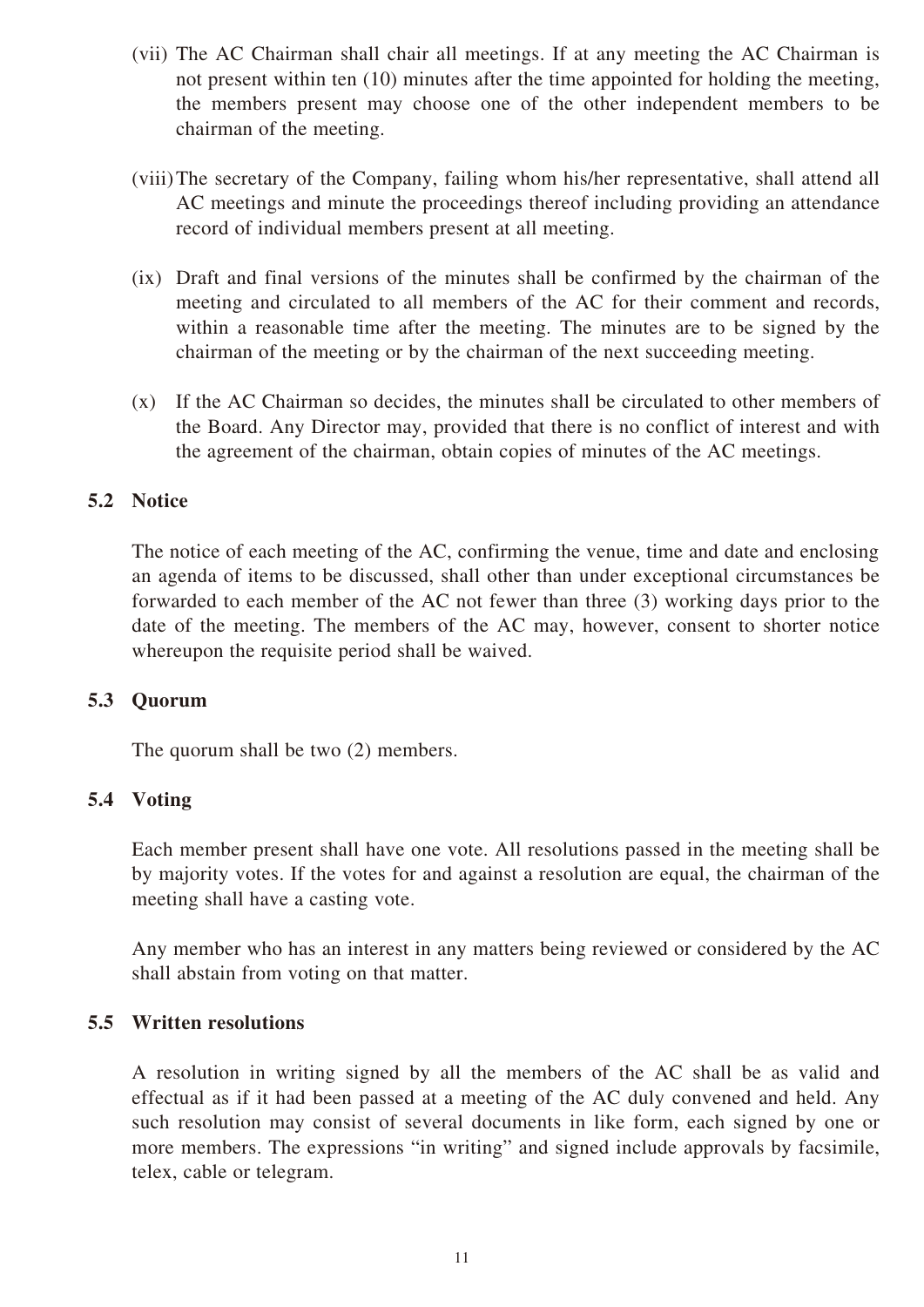(vii) The AC Chairman shall chair all meetings. If at any meeting the AC Chairman is not present within ten (10) minutes after the time appointed for holding the meeting, the members present may choose one of the other independent members to be chairman of the meeting.

(viii) The secretary of the Company, failing whom his/her representative, shall attend all AC meetings and minute the proceedings thereof including providing an attendance record of individual members present at all meeting.

(ix) Draft and final versions of the minutes shall be confirmed by the chairman of the meeting and circulated to all members of the AC for their comment and records, within a reasonable time after the meeting. The minutes are to be signed by the chairman of the meeting or by the chairman of the next succeeding meeting.

(x) If the AC Chairman so decides, the minutes shall be circulated to other members of the Board. Any Director may, provided that there is no conflict of interest and with the agreement of the chairman, obtain copies of minutes of the AC meetings.

### 5.2 Notice

The notice of each meeting of the AC, confirming the venue, time and date and enclosing an agenda of items to be discussed, shall other than under exceptional circumstances be forwarded to each member of the AC not fewer than three (3) working days prior to the date of the meeting. The members of the AC may, however, consent to shorter notice whereupon the requisite period shall be waived.

### 5.3 Quorum

The quorum shall be two (2) members.

### 5.4 Voting

Each member present shall have one vote. All resolutions passed in the meeting shall be by majority votes. If the votes for and against a resolution are equal, the chairman of the meeting shall have a casting vote.

Any member who has an interest in any matters being reviewed or considered by the AC shall abstain from voting on that matter.

### 5.5 Written resolutions

A resolution in writing signed by all the members of the AC shall be as valid and effectual as if it had been passed at a meeting of the AC duly convened and held. Any such resolution may consist of several documents in like form, each signed by one or more members. The expressions "in writing" and signed include approvals by facsimile, telex, cable or telegram.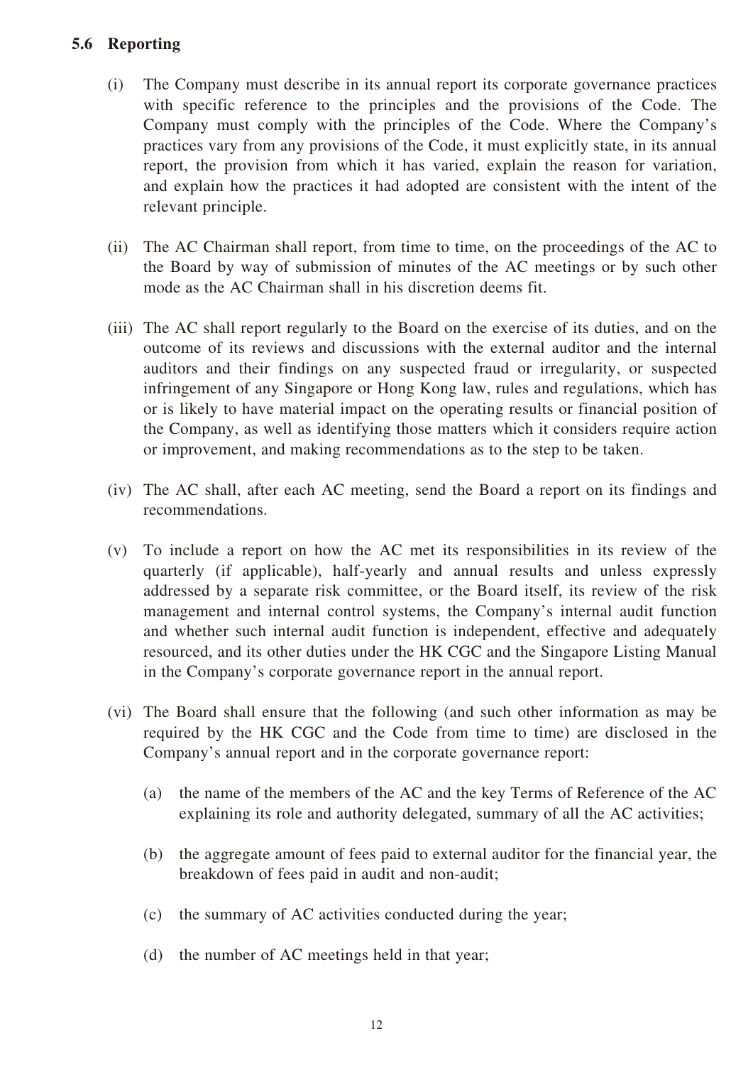### 5.6 Reporting

(i) The Company must describe in its annual report its corporate governance practices with specific reference to the principles and the provisions of the Code. The Company must comply with the principles of the Code. Where the Company's practices vary from any provisions of the Code, it must explicitly state, in its annual report, the provision from which it has varied, explain the reason for variation, and explain how the practices it had adopted are consistent with the intent of the relevant principle.

(ii) The AC Chairman shall report, from time to time, on the proceedings of the AC to the Board by way of submission of minutes of the AC meetings or by such other mode as the AC Chairman shall in his discretion deems fit.

(iii) The AC shall report regularly to the Board on the exercise of its duties, and on the outcome of its reviews and discussions with the external auditor and the internal auditors and their findings on any suspected fraud or irregularity, or suspected infringement of any Singapore or Hong Kong law, rules and regulations, which has or is likely to have material impact on the operating results or financial position of the Company, as well as identifying those matters which it considers require action or improvement, and making recommendations as to the step to be taken.

(iv) The AC shall, after each AC meeting, send the Board a report on its findings and recommendations.

(v) To include a report on how the AC met its responsibilities in its review of the quarterly (if applicable), half-yearly and annual results and unless expressly addressed by a separate risk committee, or the Board itself, its review of the risk management and internal control systems, the Company's internal audit function and whether such internal audit function is independent, effective and adequately resourced, and its other duties under the HK CGC and the Singapore Listing Manual in the Company's corporate governance report in the annual report.

(vi) The Board shall ensure that the following (and such other information as may be required by the HK CGC and the Code from time to time) are disclosed in the Company's annual report and in the corporate governance report:

(a) the name of the members of the AC and the key Terms of Reference of the AC explaining its role and authority delegated, summary of all the AC activities;

(b) the aggregate amount of fees paid to external auditor for the financial year, the breakdown of fees paid in audit and non-audit;

(c) the summary of AC activities conducted during the year;

(d) the number of AC meetings held in that year;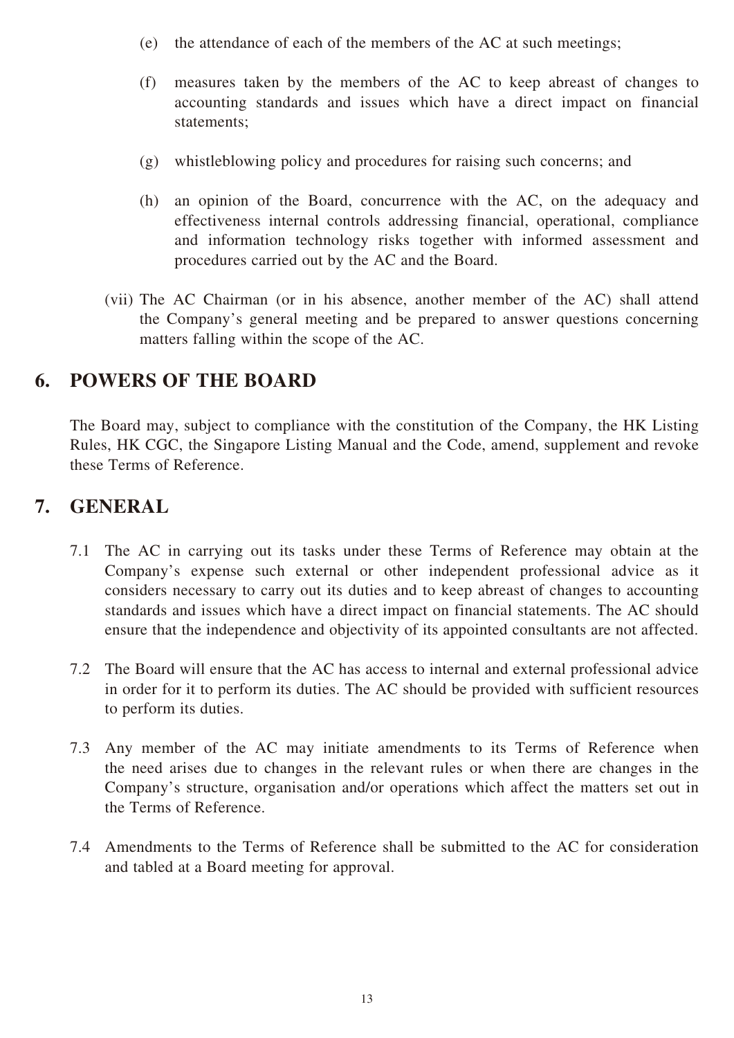(e) the attendance of each of the members of the AC at such meetings;

(f) measures taken by the members of the AC to keep abreast of changes to accounting standards and issues which have a direct impact on financial statements;

(g) whistleblowing policy and procedures for raising such concerns; and

(h) an opinion of the Board, concurrence with the AC, on the adequacy and effectiveness internal controls addressing financial, operational, compliance and information technology risks together with informed assessment and procedures carried out by the AC and the Board.

(vii) The AC Chairman (or in his absence, another member of the AC) shall attend the Company's general meeting and be prepared to answer questions concerning matters falling within the scope of the AC.

## 6. POWERS OF THE BOARD

The Board may, subject to compliance with the constitution of the Company, the HK Listing Rules, HK CGC, the Singapore Listing Manual and the Code, amend, supplement and revoke these Terms of Reference.

## 7. GENERAL

7.1 The AC in carrying out its tasks under these Terms of Reference may obtain at the Company's expense such external or other independent professional advice as it considers necessary to carry out its duties and to keep abreast of changes to accounting standards and issues which have a direct impact on financial statements. The AC should ensure that the independence and objectivity of its appointed consultants are not affected.

7.2 The Board will ensure that the AC has access to internal and external professional advice in order for it to perform its duties. The AC should be provided with sufficient resources to perform its duties.

7.3 Any member of the AC may initiate amendments to its Terms of Reference when the need arises due to changes in the relevant rules or when there are changes in the Company's structure, organisation and/or operations which affect the matters set out in the Terms of Reference.

7.4 Amendments to the Terms of Reference shall be submitted to the AC for consideration and tabled at a Board meeting for approval.